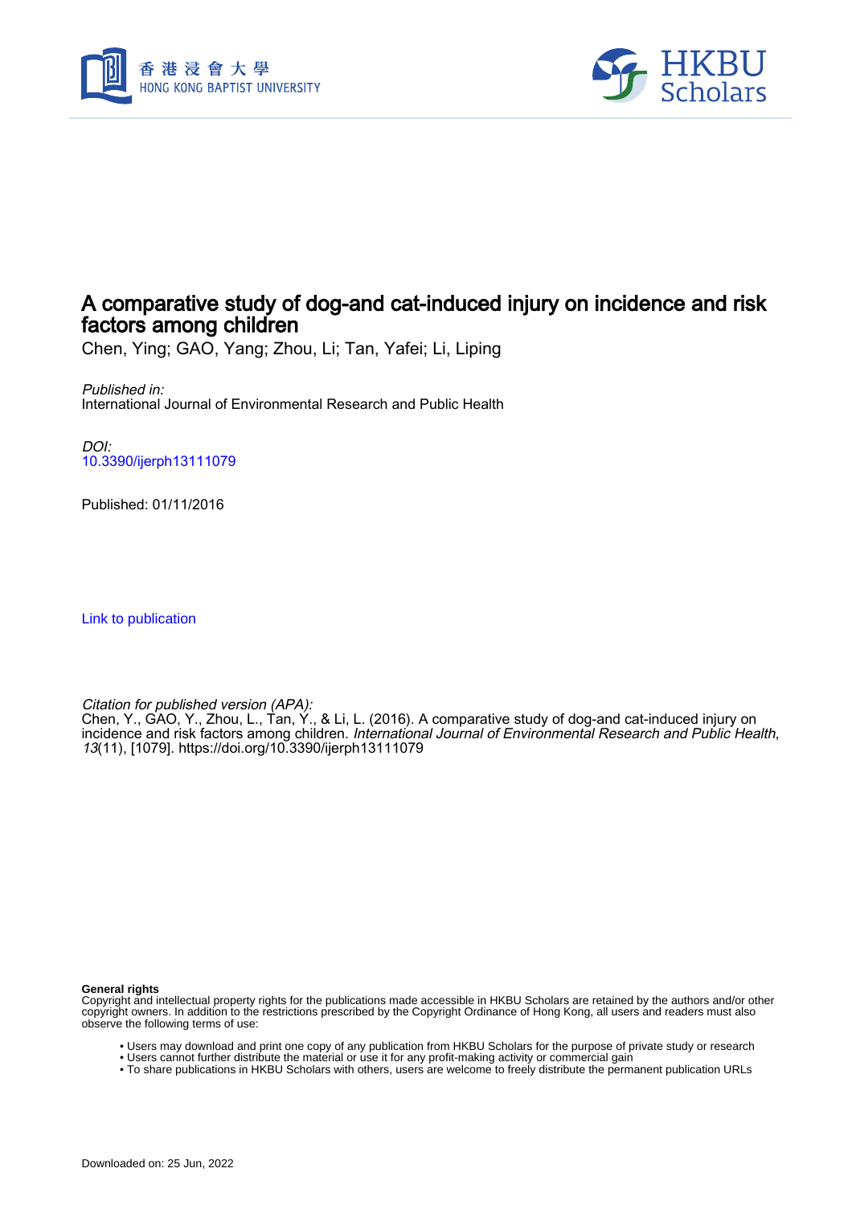# A comparative study of dog-and cat-induced injury on incidence and risk factors among children

Chen, Ying; GAO, Yang; Zhou, Li; Tan, Yafei; Li, Liping

*Published in:*
International Journal of Environmental Research and Public Health

*DOI:*
10.3390/ijerph13111079

Published: 01/11/2016

Link to publication

*Citation for published version (APA):*
Chen, Y., GAO, Y., Zhou, L., Tan, Y., & Li, L. (2016). A comparative study of dog-and cat-induced injury on incidence and risk factors among children. *International Journal of Environmental Research and Public Health*, *13*(11), [1079]. https://doi.org/10.3390/ijerph13111079

**General rights**
Copyright and intellectual property rights for the publications made accessible in HKBU Scholars are retained by the authors and/or other copyright owners. In addition to the restrictions prescribed by the Copyright Ordinance of Hong Kong, all users and readers must also observe the following terms of use:

- Users may download and print one copy of any publication from HKBU Scholars for the purpose of private study or research
- Users cannot further distribute the material or use it for any profit-making activity or commercial gain
- To share publications in HKBU Scholars with others, users are welcome to freely distribute the permanent publication URLs

Downloaded on: 25 Jun, 2022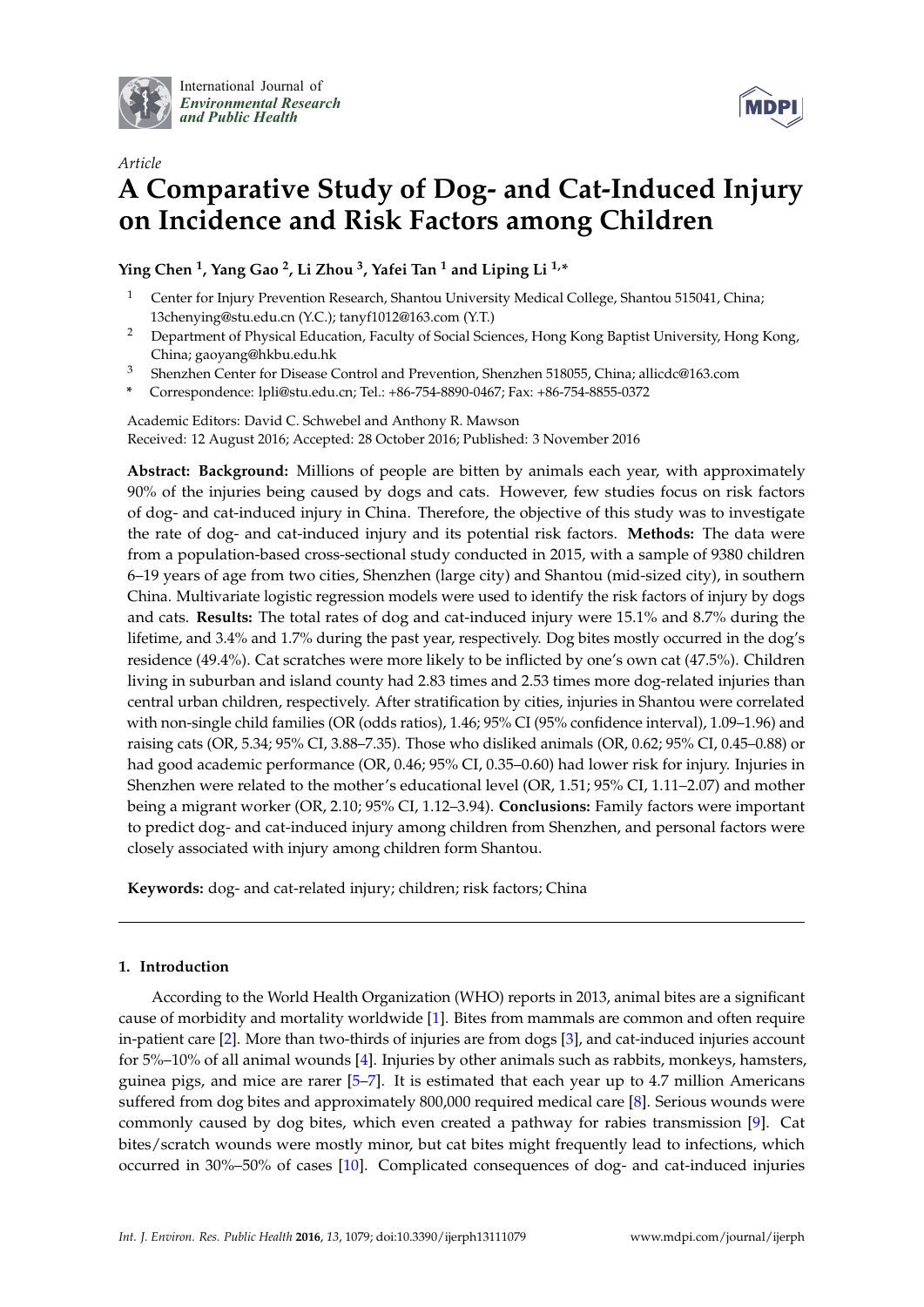International Journal of *Environmental Research and Public Health*

*Article*

# A Comparative Study of Dog- and Cat-Induced Injury on Incidence and Risk Factors among Children

**Ying Chen [1], Yang Gao [2], Li Zhou [3], Yafei Tan [1] and Liping Li [1,*]**

[1] Center for Injury Prevention Research, Shantou University Medical College, Shantou 515041, China; 13chenying@stu.edu.cn (Y.C.); tanyf1012@163.com (Y.T.)

[2] Department of Physical Education, Faculty of Social Sciences, Hong Kong Baptist University, Hong Kong, China; gaoyang@hkbu.edu.hk

[3] Shenzhen Center for Disease Control and Prevention, Shenzhen 518055, China; allicdc@163.com

* Correspondence: lpli@stu.edu.cn; Tel.: +86-754-8890-0467; Fax: +86-754-8855-0372

Academic Editors: David C. Schwebel and Anthony R. Mawson

Received: 12 August 2016; Accepted: 28 October 2016; Published: 3 November 2016

**Abstract: Background:** Millions of people are bitten by animals each year, with approximately 90% of the injuries being caused by dogs and cats. However, few studies focus on risk factors of dog- and cat-induced injury in China. Therefore, the objective of this study was to investigate the rate of dog- and cat-induced injury and its potential risk factors. **Methods:** The data were from a population-based cross-sectional study conducted in 2015, with a sample of 9380 children 6–19 years of age from two cities, Shenzhen (large city) and Shantou (mid-sized city), in southern China. Multivariate logistic regression models were used to identify the risk factors of injury by dogs and cats. **Results:** The total rates of dog and cat-induced injury were 15.1% and 8.7% during the lifetime, and 3.4% and 1.7% during the past year, respectively. Dog bites mostly occurred in the dog's residence (49.4%). Cat scratches were more likely to be inflicted by one's own cat (47.5%). Children living in suburban and island county had 2.83 times and 2.53 times more dog-related injuries than central urban children, respectively. After stratification by cities, injuries in Shantou were correlated with non-single child families (OR (odds ratios), 1.46; 95% CI (95% confidence interval), 1.09–1.96) and raising cats (OR, 5.34; 95% CI, 3.88–7.35). Those who disliked animals (OR, 0.62; 95% CI, 0.45–0.88) or had good academic performance (OR, 0.46; 95% CI, 0.35–0.60) had lower risk for injury. Injuries in Shenzhen were related to the mother's educational level (OR, 1.51; 95% CI, 1.11–2.07) and mother being a migrant worker (OR, 2.10; 95% CI, 1.12–3.94). **Conclusions:** Family factors were important to predict dog- and cat-induced injury among children from Shenzhen, and personal factors were closely associated with injury among children form Shantou.

**Keywords:** dog- and cat-related injury; children; risk factors; China

## 1. Introduction

According to the World Health Organization (WHO) reports in 2013, animal bites are a significant cause of morbidity and mortality worldwide [1]. Bites from mammals are common and often require in-patient care [2]. More than two-thirds of injuries are from dogs [3], and cat-induced injuries account for 5%–10% of all animal wounds [4]. Injuries by other animals such as rabbits, monkeys, hamsters, guinea pigs, and mice are rarer [5–7]. It is estimated that each year up to 4.7 million Americans suffered from dog bites and approximately 800,000 required medical care [8]. Serious wounds were commonly caused by dog bites, which even created a pathway for rabies transmission [9]. Cat bites/scratch wounds were mostly minor, but cat bites might frequently lead to infections, which occurred in 30%–50% of cases [10]. Complicated consequences of dog- and cat-induced injuries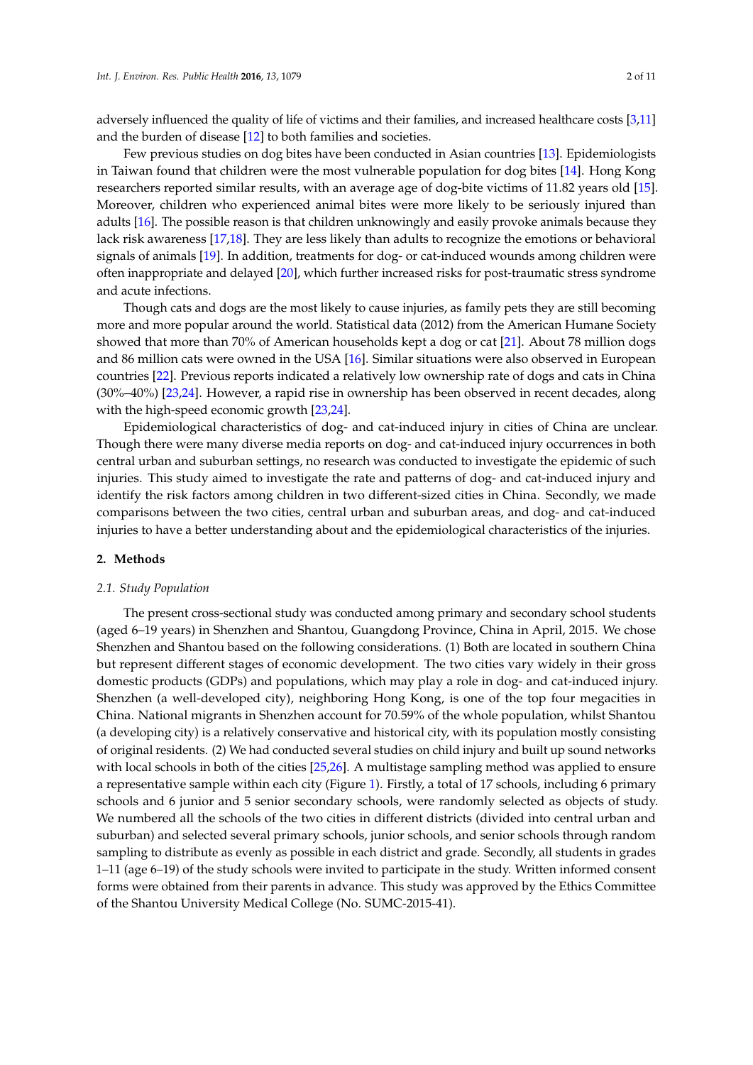adversely influenced the quality of life of victims and their families, and increased healthcare costs [3,11] and the burden of disease [12] to both families and societies.

Few previous studies on dog bites have been conducted in Asian countries [13]. Epidemiologists in Taiwan found that children were the most vulnerable population for dog bites [14]. Hong Kong researchers reported similar results, with an average age of dog-bite victims of 11.82 years old [15]. Moreover, children who experienced animal bites were more likely to be seriously injured than adults [16]. The possible reason is that children unknowingly and easily provoke animals because they lack risk awareness [17,18]. They are less likely than adults to recognize the emotions or behavioral signals of animals [19]. In addition, treatments for dog- or cat-induced wounds among children were often inappropriate and delayed [20], which further increased risks for post-traumatic stress syndrome and acute infections.

Though cats and dogs are the most likely to cause injuries, as family pets they are still becoming more and more popular around the world. Statistical data (2012) from the American Humane Society showed that more than 70% of American households kept a dog or cat [21]. About 78 million dogs and 86 million cats were owned in the USA [16]. Similar situations were also observed in European countries [22]. Previous reports indicated a relatively low ownership rate of dogs and cats in China (30%–40%) [23,24]. However, a rapid rise in ownership has been observed in recent decades, along with the high-speed economic growth [23,24].

Epidemiological characteristics of dog- and cat-induced injury in cities of China are unclear. Though there were many diverse media reports on dog- and cat-induced injury occurrences in both central urban and suburban settings, no research was conducted to investigate the epidemic of such injuries. This study aimed to investigate the rate and patterns of dog- and cat-induced injury and identify the risk factors among children in two different-sized cities in China. Secondly, we made comparisons between the two cities, central urban and suburban areas, and dog- and cat-induced injuries to have a better understanding about and the epidemiological characteristics of the injuries.

## 2. Methods

### 2.1. Study Population

The present cross-sectional study was conducted among primary and secondary school students (aged 6–19 years) in Shenzhen and Shantou, Guangdong Province, China in April, 2015. We chose Shenzhen and Shantou based on the following considerations. (1) Both are located in southern China but represent different stages of economic development. The two cities vary widely in their gross domestic products (GDPs) and populations, which may play a role in dog- and cat-induced injury. Shenzhen (a well-developed city), neighboring Hong Kong, is one of the top four megacities in China. National migrants in Shenzhen account for 70.59% of the whole population, whilst Shantou (a developing city) is a relatively conservative and historical city, with its population mostly consisting of original residents. (2) We had conducted several studies on child injury and built up sound networks with local schools in both of the cities [25,26]. A multistage sampling method was applied to ensure a representative sample within each city (Figure 1). Firstly, a total of 17 schools, including 6 primary schools and 6 junior and 5 senior secondary schools, were randomly selected as objects of study. We numbered all the schools of the two cities in different districts (divided into central urban and suburban) and selected several primary schools, junior schools, and senior schools through random sampling to distribute as evenly as possible in each district and grade. Secondly, all students in grades 1–11 (age 6–19) of the study schools were invited to participate in the study. Written informed consent forms were obtained from their parents in advance. This study was approved by the Ethics Committee of the Shantou University Medical College (No. SUMC-2015-41).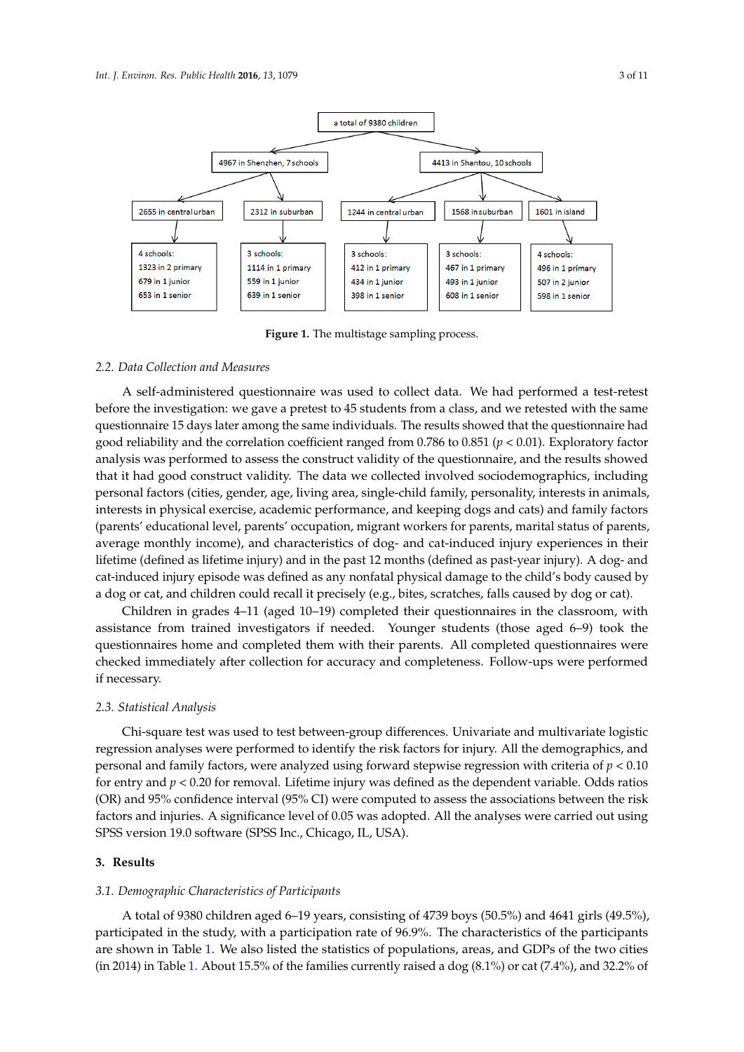a total of 9380 children

- 4967 in Shenzhen, 7 schools
  - 2655 in central urban
    - 4 schools: 1323 in 2 primary, 679 in 1 junior, 653 in 1 senior
  - 2312 in suburban
    - 3 schools: 1114 in 1 primary, 559 in 1 junior, 639 in 1 senior
- 4413 in Shantou, 10 schools
  - 1244 in central urban
    - 3 schools: 412 in 1 primary, 434 in 1 junior, 398 in 1 senior
  - 1568 in suburban
    - 3 schools: 467 in 1 primary, 493 in 1 junior, 608 in 1 senior
  - 1601 in island
    - 4 schools: 496 in 1 primary, 507 in 2 junior, 598 in 1 senior

**Figure 1.** The multistage sampling process.

### 2.2. Data Collection and Measures

A self-administered questionnaire was used to collect data. We had performed a test-retest before the investigation: we gave a pretest to 45 students from a class, and we retested with the same questionnaire 15 days later among the same individuals. The results showed that the questionnaire had good reliability and the correlation coefficient ranged from 0.786 to 0.851 ($p < 0.01$). Exploratory factor analysis was performed to assess the construct validity of the questionnaire, and the results showed that it had good construct validity. The data we collected involved sociodemographics, including personal factors (cities, gender, age, living area, single-child family, personality, interests in animals, interests in physical exercise, academic performance, and keeping dogs and cats) and family factors (parents' educational level, parents' occupation, migrant workers for parents, marital status of parents, average monthly income), and characteristics of dog- and cat-induced injury experiences in their lifetime (defined as lifetime injury) and in the past 12 months (defined as past-year injury). A dog- and cat-induced injury episode was defined as any nonfatal physical damage to the child's body caused by a dog or cat, and children could recall it precisely (e.g., bites, scratches, falls caused by dog or cat).

Children in grades 4–11 (aged 10–19) completed their questionnaires in the classroom, with assistance from trained investigators if needed. Younger students (those aged 6–9) took the questionnaires home and completed them with their parents. All completed questionnaires were checked immediately after collection for accuracy and completeness. Follow-ups were performed if necessary.

### 2.3. Statistical Analysis

Chi-square test was used to test between-group differences. Univariate and multivariate logistic regression analyses were performed to identify the risk factors for injury. All the demographics, and personal and family factors, were analyzed using forward stepwise regression with criteria of $p < 0.10$ for entry and $p < 0.20$ for removal. Lifetime injury was defined as the dependent variable. Odds ratios (OR) and 95% confidence interval (95% CI) were computed to assess the associations between the risk factors and injuries. A significance level of 0.05 was adopted. All the analyses were carried out using SPSS version 19.0 software (SPSS Inc., Chicago, IL, USA).

## 3. Results

### 3.1. Demographic Characteristics of Participants

A total of 9380 children aged 6–19 years, consisting of 4739 boys (50.5%) and 4641 girls (49.5%), participated in the study, with a participation rate of 96.9%. The characteristics of the participants are shown in Table 1. We also listed the statistics of populations, areas, and GDPs of the two cities (in 2014) in Table 1. About 15.5% of the families currently raised a dog (8.1%) or cat (7.4%), and 32.2% of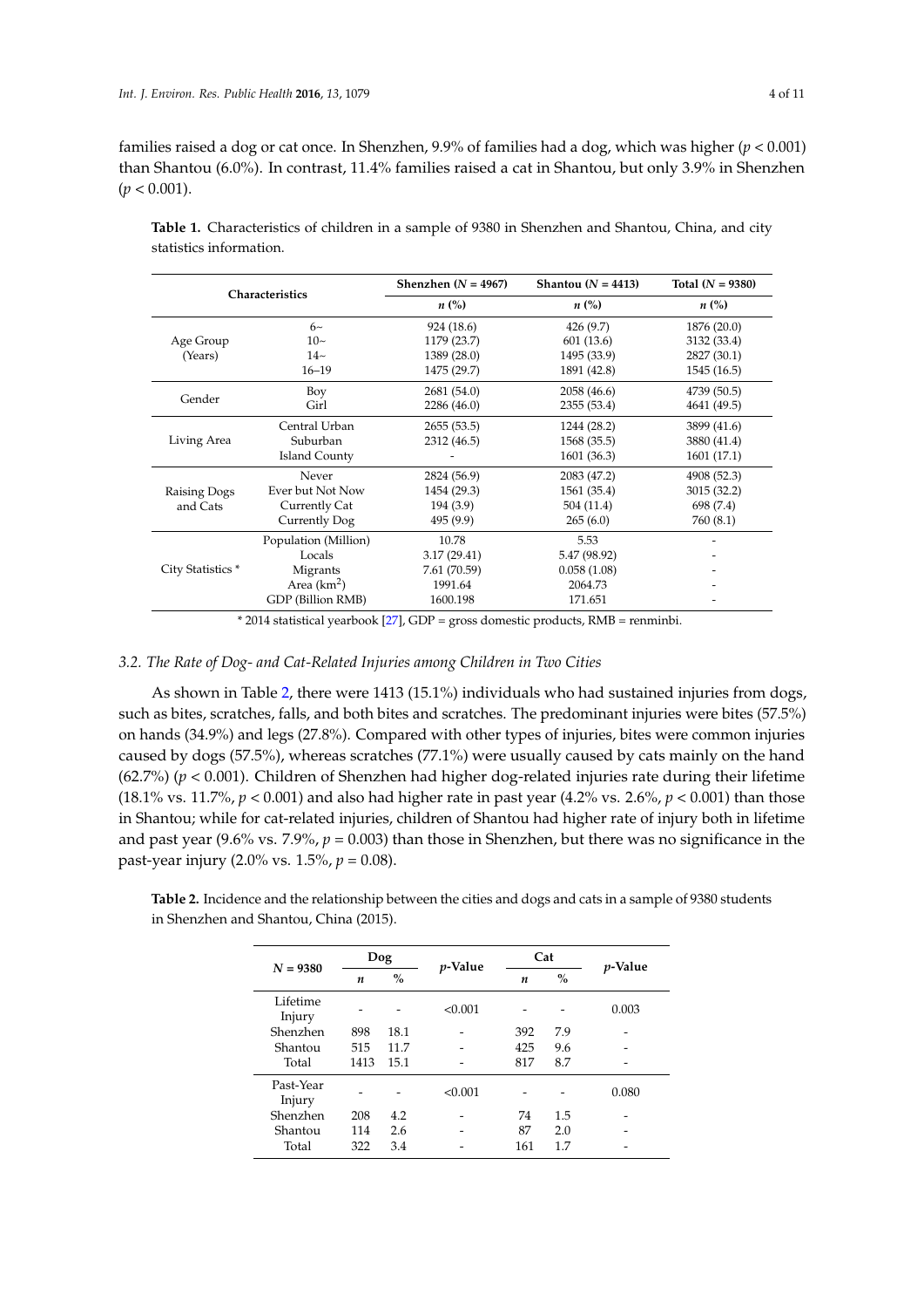families raised a dog or cat once. In Shenzhen, 9.9% of families had a dog, which was higher ($p < 0.001$) than Shantou (6.0%). In contrast, 11.4% families raised a cat in Shantou, but only 3.9% in Shenzhen ($p < 0.001$).

**Table 1.** Characteristics of children in a sample of 9380 in Shenzhen and Shantou, China, and city statistics information.

| Characteristics | | Shenzhen ($N$ = 4967) | Shantou ($N$ = 4413) | Total ($N$ = 9380) |
|---|---|---|---|---|
| | | $n$ (%) | $n$ (%) | $n$ (%) |
| Age Group (Years) | 6~ | 924 (18.6) | 426 (9.7) | 1876 (20.0) |
| | 10~ | 1179 (23.7) | 601 (13.6) | 3132 (33.4) |
| | 14~ | 1389 (28.0) | 1495 (33.9) | 2827 (30.1) |
| | 16–19 | 1475 (29.7) | 1891 (42.8) | 1545 (16.5) |
| Gender | Boy | 2681 (54.0) | 2058 (46.6) | 4739 (50.5) |
| | Girl | 2286 (46.0) | 2355 (53.4) | 4641 (49.5) |
| Living Area | Central Urban | 2655 (53.5) | 1244 (28.2) | 3899 (41.6) |
| | Suburban | 2312 (46.5) | 1568 (35.5) | 3880 (41.4) |
| | Island County | - | 1601 (36.3) | 1601 (17.1) |
| Raising Dogs and Cats | Never | 2824 (56.9) | 2083 (47.2) | 4908 (52.3) |
| | Ever but Not Now | 1454 (29.3) | 1561 (35.4) | 3015 (32.2) |
| | Currently Cat | 194 (3.9) | 504 (11.4) | 698 (7.4) |
| | Currently Dog | 495 (9.9) | 265 (6.0) | 760 (8.1) |
| City Statistics * | Population (Million) | 10.78 | 5.53 | - |
| | Locals | 3.17 (29.41) | 5.47 (98.92) | - |
| | Migrants | 7.61 (70.59) | 0.058 (1.08) | - |
| | Area (km$^2$) | 1991.64 | 2064.73 | - |
| | GDP (Billion RMB) | 1600.198 | 171.651 | - |

* 2014 statistical yearbook [27], GDP = gross domestic products, RMB = renminbi.

### 3.2. The Rate of Dog- and Cat-Related Injuries among Children in Two Cities

As shown in Table 2, there were 1413 (15.1%) individuals who had sustained injuries from dogs, such as bites, scratches, falls, and both bites and scratches. The predominant injuries were bites (57.5%) on hands (34.9%) and legs (27.8%). Compared with other types of injuries, bites were common injuries caused by dogs (57.5%), whereas scratches (77.1%) were usually caused by cats mainly on the hand (62.7%) ($p < 0.001$). Children of Shenzhen had higher dog-related injuries rate during their lifetime (18.1% vs. 11.7%, $p < 0.001$) and also had higher rate in past year (4.2% vs. 2.6%, $p < 0.001$) than those in Shantou; while for cat-related injuries, children of Shantou had higher rate of injury both in lifetime and past year (9.6% vs. 7.9%, $p = 0.003$) than those in Shenzhen, but there was no significance in the past-year injury (2.0% vs. 1.5%, $p = 0.08$).

**Table 2.** Incidence and the relationship between the cities and dogs and cats in a sample of 9380 students in Shenzhen and Shantou, China (2015).

| $N$ = 9380 | Dog | | $p$-Value | Cat | | $p$-Value |
|---|---|---|---|---|---|---|
| | $n$ | % | | $n$ | % | |
| Lifetime Injury | - | - | <0.001 | - | - | 0.003 |
| Shenzhen | 898 | 18.1 | - | 392 | 7.9 | - |
| Shantou | 515 | 11.7 | - | 425 | 9.6 | - |
| Total | 1413 | 15.1 | - | 817 | 8.7 | - |
| Past-Year Injury | - | - | <0.001 | - | - | 0.080 |
| Shenzhen | 208 | 4.2 | - | 74 | 1.5 | - |
| Shantou | 114 | 2.6 | - | 87 | 2.0 | - |
| Total | 322 | 3.4 | - | 161 | 1.7 | - |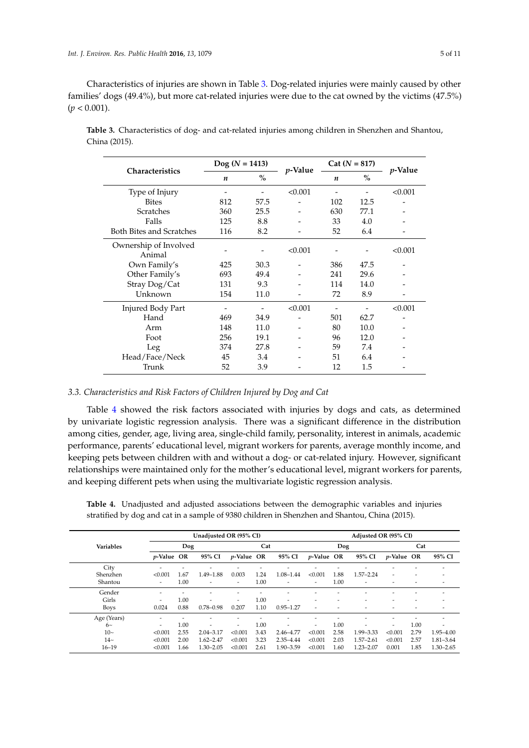Characteristics of injuries are shown in Table 3. Dog-related injuries were mainly caused by other families' dogs (49.4%), but more cat-related injuries were due to the cat owned by the victims (47.5%) ($p < 0.001$).

**Table 3.** Characteristics of dog- and cat-related injuries among children in Shenzhen and Shantou, China (2015).

| Characteristics | Dog (N = 1413) | | *p*-Value | Cat (N = 817) | | *p*-Value |
|---|---|---|---|---|---|---|
| | *n* | % | | *n* | % | |
| Type of Injury | - | - | <0.001 | - | - | <0.001 |
| Bites | 812 | 57.5 | - | 102 | 12.5 | - |
| Scratches | 360 | 25.5 | - | 630 | 77.1 | - |
| Falls | 125 | 8.8 | - | 33 | 4.0 | - |
| Both Bites and Scratches | 116 | 8.2 | - | 52 | 6.4 | - |
| Ownership of Involved Animal | - | - | <0.001 | - | - | <0.001 |
| Own Family's | 425 | 30.3 | - | 386 | 47.5 | - |
| Other Family's | 693 | 49.4 | - | 241 | 29.6 | - |
| Stray Dog/Cat | 131 | 9.3 | - | 114 | 14.0 | - |
| Unknown | 154 | 11.0 | - | 72 | 8.9 | - |
| Injured Body Part | - | - | <0.001 | - | - | <0.001 |
| Hand | 469 | 34.9 | - | 501 | 62.7 | - |
| Arm | 148 | 11.0 | - | 80 | 10.0 | - |
| Foot | 256 | 19.1 | - | 96 | 12.0 | - |
| Leg | 374 | 27.8 | - | 59 | 7.4 | - |
| Head/Face/Neck | 45 | 3.4 | - | 51 | 6.4 | - |
| Trunk | 52 | 3.9 | - | 12 | 1.5 | - |

### *3.3. Characteristics and Risk Factors of Children Injured by Dog and Cat*

Table 4 showed the risk factors associated with injuries by dogs and cats, as determined by univariate logistic regression analysis. There was a significant difference in the distribution among cities, gender, age, living area, single-child family, personality, interest in animals, academic performance, parents' educational level, migrant workers for parents, average monthly income, and keeping pets between children with and without a dog- or cat-related injury. However, significant relationships were maintained only for the mother's educational level, migrant workers for parents, and keeping different pets when using the multivariate logistic regression analysis.

**Table 4.** Unadjusted and adjusted associations between the demographic variables and injuries stratified by dog and cat in a sample of 9380 children in Shenzhen and Shantou, China (2015).

| Variables | Unadjusted OR (95% CI) | | | | | | Adjusted OR (95% CI) | | | | | |
|---|---|---|---|---|---|---|---|---|---|---|---|---|
| | Dog | | | Cat | | | Dog | | | Cat | | |
| | *p*-Value | OR | 95% CI | *p*-Value | OR | 95% CI | *p*-Value | OR | 95% CI | *p*-Value | OR | 95% CI |
| City | - | - | - | - | - | - | - | - | - | - | - | - |
| Shenzhen | <0.001 | 1.67 | 1.49–1.88 | 0.003 | 1.24 | 1.08–1.44 | <0.001 | 1.88 | 1.57–2.24 | - | - | - |
| Shantou | - | 1.00 | - | - | 1.00 | - | - | 1.00 | - | - | - | - |
| Gender | - | - | - | - | - | - | - | - | - | - | - | - |
| Girls | - | 1.00 | - | - | 1.00 | - | - | - | - | - | - | - |
| Boys | 0.024 | 0.88 | 0.78–0.98 | 0.207 | 1.10 | 0.95–1.27 | - | - | - | - | - | - |
| Age (Years) | - | - | - | - | - | - | - | - | - | - | - | - |
| 6~ | - | 1.00 | - | - | 1.00 | - | - | 1.00 | - | - | 1.00 | - |
| 10~ | <0.001 | 2.55 | 2.04–3.17 | <0.001 | 3.43 | 2.46–4.77 | <0.001 | 2.58 | 1.99–3.33 | <0.001 | 2.79 | 1.95–4.00 |
| 14~ | <0.001 | 2.00 | 1.62–2.47 | <0.001 | 3.23 | 2.35–4.44 | <0.001 | 2.03 | 1.57–2.61 | <0.001 | 2.57 | 1.81–3.64 |
| 16–19 | <0.001 | 1.66 | 1.30–2.05 | <0.001 | 2.61 | 1.90–3.59 | <0.001 | 1.60 | 1.23–2.07 | 0.001 | 1.85 | 1.30–2.65 |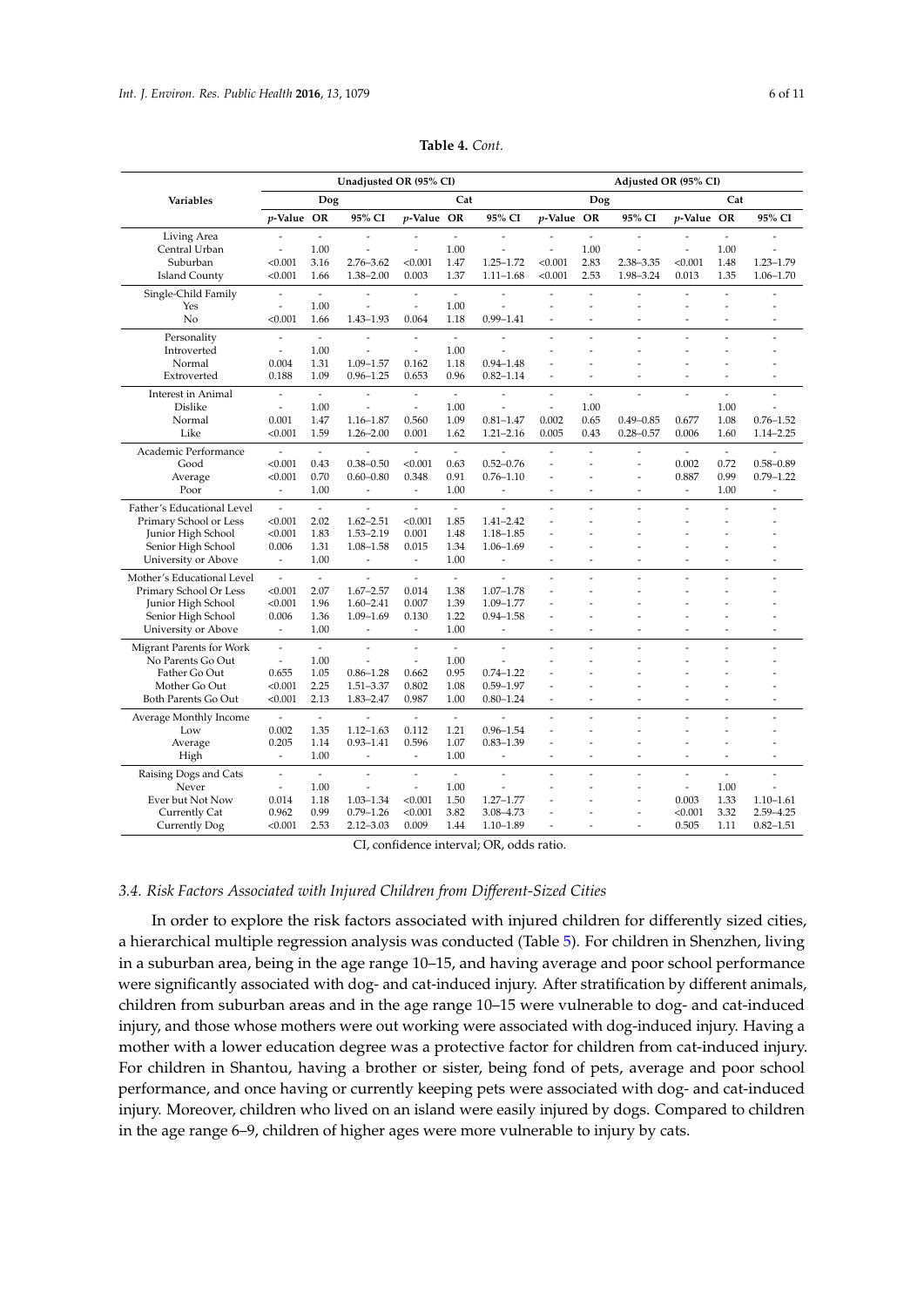**Table 4.** *Cont.*

| Variables | Unadjusted OR (95% CI) | | | | | | Adjusted OR (95% CI) | | | | | |
|---|---|---|---|---|---|---|---|---|---|---|---|---|
| | Dog | | | Cat | | | Dog | | | Cat | | |
| | *p*-Value | OR | 95% CI | *p*-Value | OR | 95% CI | *p*-Value | OR | 95% CI | *p*-Value | OR | 95% CI |
| Living Area | - | - | - | - | - | - | - | - | - | - | - | - |
| Central Urban | - | 1.00 | - | - | 1.00 | - | - | 1.00 | - | - | 1.00 | - |
| Suburban | <0.001 | 3.16 | 2.76–3.62 | <0.001 | 1.47 | 1.25–1.72 | <0.001 | 2.83 | 2.38–3.35 | <0.001 | 1.48 | 1.23–1.79 |
| Island County | <0.001 | 1.66 | 1.38–2.00 | 0.003 | 1.37 | 1.11–1.68 | <0.001 | 2.53 | 1.98–3.24 | 0.013 | 1.35 | 1.06–1.70 |
| Single-Child Family | - | - | - | - | - | - | - | - | - | - | - | - |
| Yes | - | 1.00 | - | - | 1.00 | - | - | - | - | - | - | - |
| No | <0.001 | 1.66 | 1.43–1.93 | 0.064 | 1.18 | 0.99–1.41 | - | - | - | - | - | - |
| Personality | - | - | - | - | - | - | - | - | - | - | - | - |
| Introverted | - | 1.00 | - | - | 1.00 | - | - | - | - | - | - | - |
| Normal | 0.004 | 1.31 | 1.09–1.57 | 0.162 | 1.18 | 0.94–1.48 | - | - | - | - | - | - |
| Extroverted | 0.188 | 1.09 | 0.96–1.25 | 0.653 | 0.96 | 0.82–1.14 | - | - | - | - | - | - |
| Interest in Animal | - | - | - | - | - | - | - | - | - | - | - | - |
| Dislike | - | 1.00 | - | - | 1.00 | - | - | 1.00 | - | - | 1.00 | - |
| Normal | 0.001 | 1.47 | 1.16–1.87 | 0.560 | 1.09 | 0.81–1.47 | 0.002 | 0.65 | 0.49–0.85 | 0.677 | 1.08 | 0.76–1.52 |
| Like | <0.001 | 1.59 | 1.26–2.00 | 0.001 | 1.62 | 1.21–2.16 | 0.005 | 0.43 | 0.28–0.57 | 0.006 | 1.60 | 1.14–2.25 |
| Academic Performance | - | - | - | - | - | - | - | - | - | - | - | - |
| Good | <0.001 | 0.43 | 0.38–0.50 | <0.001 | 0.63 | 0.52–0.76 | - | - | - | 0.002 | 0.72 | 0.58–0.89 |
| Average | <0.001 | 0.70 | 0.60–0.80 | 0.348 | 0.91 | 0.76–1.10 | - | - | - | 0.887 | 0.99 | 0.79–1.22 |
| Poor | - | 1.00 | - | - | 1.00 | - | - | - | - | - | 1.00 | - |
| Father's Educational Level | - | - | - | - | - | - | - | - | - | - | - | - |
| Primary School or Less | <0.001 | 2.02 | 1.62–2.51 | <0.001 | 1.85 | 1.41–2.42 | - | - | - | - | - | - |
| Junior High School | <0.001 | 1.83 | 1.53–2.19 | 0.001 | 1.48 | 1.18–1.85 | - | - | - | - | - | - |
| Senior High School | 0.006 | 1.31 | 1.08–1.58 | 0.015 | 1.34 | 1.06–1.69 | - | - | - | - | - | - |
| University or Above | - | 1.00 | - | - | 1.00 | - | - | - | - | - | - | - |
| Mother's Educational Level | - | - | - | - | - | - | - | - | - | - | - | - |
| Primary School Or Less | <0.001 | 2.07 | 1.67–2.57 | 0.014 | 1.38 | 1.07–1.78 | - | - | - | - | - | - |
| Junior High School | <0.001 | 1.96 | 1.60–2.41 | 0.007 | 1.39 | 1.09–1.77 | - | - | - | - | - | - |
| Senior High School | 0.006 | 1.36 | 1.09–1.69 | 0.130 | 1.22 | 0.94–1.58 | - | - | - | - | - | - |
| University or Above | - | 1.00 | - | - | 1.00 | - | - | - | - | - | - | - |
| Migrant Parents for Work | - | - | - | - | - | - | - | - | - | - | - | - |
| No Parents Go Out | - | 1.00 | - | - | 1.00 | - | - | - | - | - | - | - |
| Father Go Out | 0.655 | 1.05 | 0.86–1.28 | 0.662 | 0.95 | 0.74–1.22 | - | - | - | - | - | - |
| Mother Go Out | <0.001 | 2.25 | 1.51–3.37 | 0.802 | 1.08 | 0.59–1.97 | - | - | - | - | - | - |
| Both Parents Go Out | <0.001 | 2.13 | 1.83–2.47 | 0.987 | 1.00 | 0.80–1.24 | - | - | - | - | - | - |
| Average Monthly Income | - | - | - | - | - | - | - | - | - | - | - | - |
| Low | 0.002 | 1.35 | 1.12–1.63 | 0.112 | 1.21 | 0.96–1.54 | - | - | - | - | - | - |
| Average | 0.205 | 1.14 | 0.93–1.41 | 0.596 | 1.07 | 0.83–1.39 | - | - | - | - | - | - |
| High | - | 1.00 | - | - | 1.00 | - | - | - | - | - | - | - |
| Raising Dogs and Cats | - | - | - | - | - | - | - | - | - | - | - | - |
| Never | - | 1.00 | - | - | 1.00 | - | - | - | - | - | 1.00 | - |
| Ever but Not Now | 0.014 | 1.18 | 1.03–1.34 | <0.001 | 1.50 | 1.27–1.77 | - | - | - | 0.003 | 1.33 | 1.10–1.61 |
| Currently Cat | 0.962 | 0.99 | 0.79–1.26 | <0.001 | 3.82 | 3.08–4.73 | - | - | - | <0.001 | 3.32 | 2.59–4.25 |
| Currently Dog | <0.001 | 2.53 | 2.12–3.03 | 0.009 | 1.44 | 1.10–1.89 | - | - | - | 0.505 | 1.11 | 0.82–1.51 |

CI, confidence interval; OR, odds ratio.

### 3.4. Risk Factors Associated with Injured Children from Different-Sized Cities

In order to explore the risk factors associated with injured children for differently sized cities, a hierarchical multiple regression analysis was conducted (Table 5). For children in Shenzhen, living in a suburban area, being in the age range 10–15, and having average and poor school performance were significantly associated with dog- and cat-induced injury. After stratification by different animals, children from suburban areas and in the age range 10–15 were vulnerable to dog- and cat-induced injury, and those whose mothers were out working were associated with dog-induced injury. Having a mother with a lower education degree was a protective factor for children from cat-induced injury. For children in Shantou, having a brother or sister, being fond of pets, average and poor school performance, and once having or currently keeping pets were associated with dog- and cat-induced injury. Moreover, children who lived on an island were easily injured by dogs. Compared to children in the age range 6–9, children of higher ages were more vulnerable to injury by cats.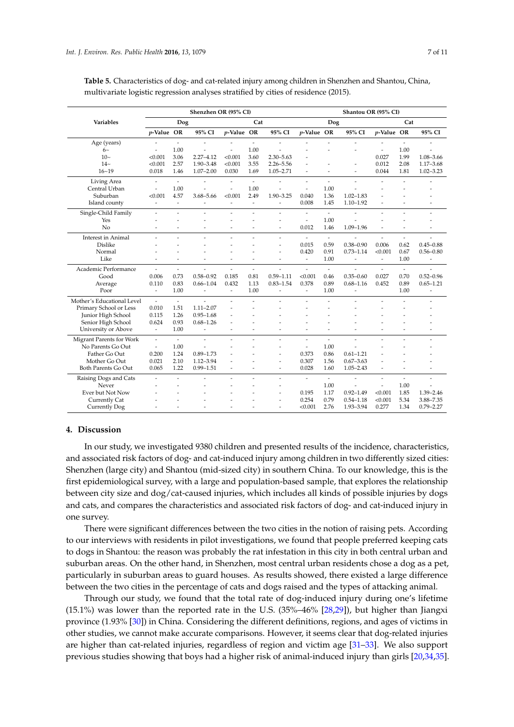**Table 5.** Characteristics of dog- and cat-related injury among children in Shenzhen and Shantou, China, multivariate logistic regression analyses stratified by cities of residence (2015).

| Variables | Shenzhen OR (95% CI) | | | | | | Shantou OR (95% CI) | | | | | |
|---|---|---|---|---|---|---|---|---|---|---|---|---|
| | Dog | | | Cat | | | Dog | | | Cat | | |
| | *p*-Value | OR | 95% CI | *p*-Value | OR | 95% CI | *p*-Value | OR | 95% CI | *p*-Value | OR | 95% CI |
| Age (years) | - | - | - | - | - | - | - | - | - | - | - | - |
| 6~ | - | 1.00 | - | - | 1.00 | - | - | - | - | - | 1.00 | - |
| 10~ | <0.001 | 3.06 | 2.27–4.12 | <0.001 | 3.60 | 2.30–5.63 | - | - | - | 0.027 | 1.99 | 1.08–3.66 |
| 14~ | <0.001 | 2.57 | 1.90–3.48 | <0.001 | 3.55 | 2.26–5.56 | - | - | - | 0.012 | 2.08 | 1.17–3.68 |
| 16~19 | 0.018 | 1.46 | 1.07–2.00 | 0.030 | 1.69 | 1.05–2.71 | - | - | - | 0.044 | 1.81 | 1.02–3.23 |
| Living Area | - | - | - | - | - | - | - | - | - | - | - | - |
| Central Urban | - | 1.00 | - | - | 1.00 | - | - | 1.00 | - | - | - | - |
| Suburban | <0.001 | 4.57 | 3.68–5.66 | <0.001 | 2.49 | 1.90–3.25 | 0.040 | 1.36 | 1.02–1.83 | - | - | - |
| Island county | - | - | - | - | - | - | 0.008 | 1.45 | 1.10–1.92 | - | - | - |
| Single-Child Family | - | - | - | - | - | - | - | - | - | - | - | - |
| Yes | - | - | - | - | - | - | - | 1.00 | - | - | - | - |
| No | - | - | - | - | - | - | 0.012 | 1.46 | 1.09–1.96 | - | - | - |
| Interest in Animal | - | - | - | - | - | - | - | - | - | - | - | - |
| Dislike | - | - | - | - | - | - | 0.015 | 0.59 | 0.38–0.90 | 0.006 | 0.62 | 0.45–0.88 |
| Normal | - | - | - | - | - | - | 0.420 | 0.91 | 0.73–1.14 | <0.001 | 0.67 | 0.56–0.80 |
| Like | - | - | - | - | - | - | - | 1.00 | - | - | 1.00 | - |
| Academic Performance | - | - | - | - | - | - | - | - | - | - | - | - |
| Good | 0.006 | 0.73 | 0.58–0.92 | 0.185 | 0.81 | 0.59–1.11 | <0.001 | 0.46 | 0.35–0.60 | 0.027 | 0.70 | 0.52–0.96 |
| Average | 0.110 | 0.83 | 0.66–1.04 | 0.432 | 1.13 | 0.83–1.54 | 0.378 | 0.89 | 0.68–1.16 | 0.452 | 0.89 | 0.65–1.21 |
| Poor | - | 1.00 | - | - | 1.00 | - | - | 1.00 | - | - | 1.00 | - |
| Mother's Educational Level | - | - | - | - | - | - | - | - | - | - | - | - |
| Primary School or Less | 0.010 | 1.51 | 1.11–2.07 | - | - | - | - | - | - | - | - | - |
| Junior High School | 0.115 | 1.26 | 0.95–1.68 | - | - | - | - | - | - | - | - | - |
| Senior High School | 0.624 | 0.93 | 0.68–1.26 | - | - | - | - | - | - | - | - | - |
| University or Above | - | 1.00 | - | - | - | - | - | - | - | - | - | - |
| Migrant Parents for Work | - | - | - | - | - | - | - | - | - | - | - | - |
| No Parents Go Out | - | 1.00 | - | - | - | - | - | 1.00 | - | - | - | - |
| Father Go Out | 0.200 | 1.24 | 0.89–1.73 | - | - | - | 0.373 | 0.86 | 0.61–1.21 | - | - | - |
| Mother Go Out | 0.021 | 2.10 | 1.12–3.94 | - | - | - | 0.307 | 1.56 | 0.67–3.63 | - | - | - |
| Both Parents Go Out | 0.065 | 1.22 | 0.99–1.51 | - | - | - | 0.028 | 1.60 | 1.05–2.43 | - | - | - |
| Raising Dogs and Cats | - | - | - | - | - | - | - | - | - | - | - | - |
| Never | - | - | - | - | - | - | | 1.00 | - | - | 1.00 | - |
| Ever but Not Now | - | - | - | - | - | - | 0.195 | 1.17 | 0.92–1.49 | <0.001 | 1.85 | 1.39–2.46 |
| Currently Cat | - | - | - | - | - | - | 0.254 | 0.79 | 0.54–1.18 | <0.001 | 5.34 | 3.88–7.35 |
| Currently Dog | - | - | - | - | - | - | <0.001 | 2.76 | 1.93–3.94 | 0.277 | 1.34 | 0.79–2.27 |

## 4. Discussion

In our study, we investigated 9380 children and presented results of the incidence, characteristics, and associated risk factors of dog- and cat-induced injury among children in two differently sized cities: Shenzhen (large city) and Shantou (mid-sized city) in southern China. To our knowledge, this is the first epidemiological survey, with a large and population-based sample, that explores the relationship between city size and dog/cat-caused injuries, which includes all kinds of possible injuries by dogs and cats, and compares the characteristics and associated risk factors of dog- and cat-induced injury in one survey.

There were significant differences between the two cities in the notion of raising pets. According to our interviews with residents in pilot investigations, we found that people preferred keeping cats to dogs in Shantou: the reason was probably the rat infestation in this city in both central urban and suburban areas. On the other hand, in Shenzhen, most central urban residents chose a dog as a pet, particularly in suburban areas to guard houses. As results showed, there existed a large difference between the two cities in the percentage of cats and dogs raised and the types of attacking animal.

Through our study, we found that the total rate of dog-induced injury during one's lifetime (15.1%) was lower than the reported rate in the U.S. (35%–46% [28,29]), but higher than Jiangxi province (1.93% [30]) in China. Considering the different definitions, regions, and ages of victims in other studies, we cannot make accurate comparisons. However, it seems clear that dog-related injuries are higher than cat-related injuries, regardless of region and victim age [31–33]. We also support previous studies showing that boys had a higher risk of animal-induced injury than girls [20,34,35].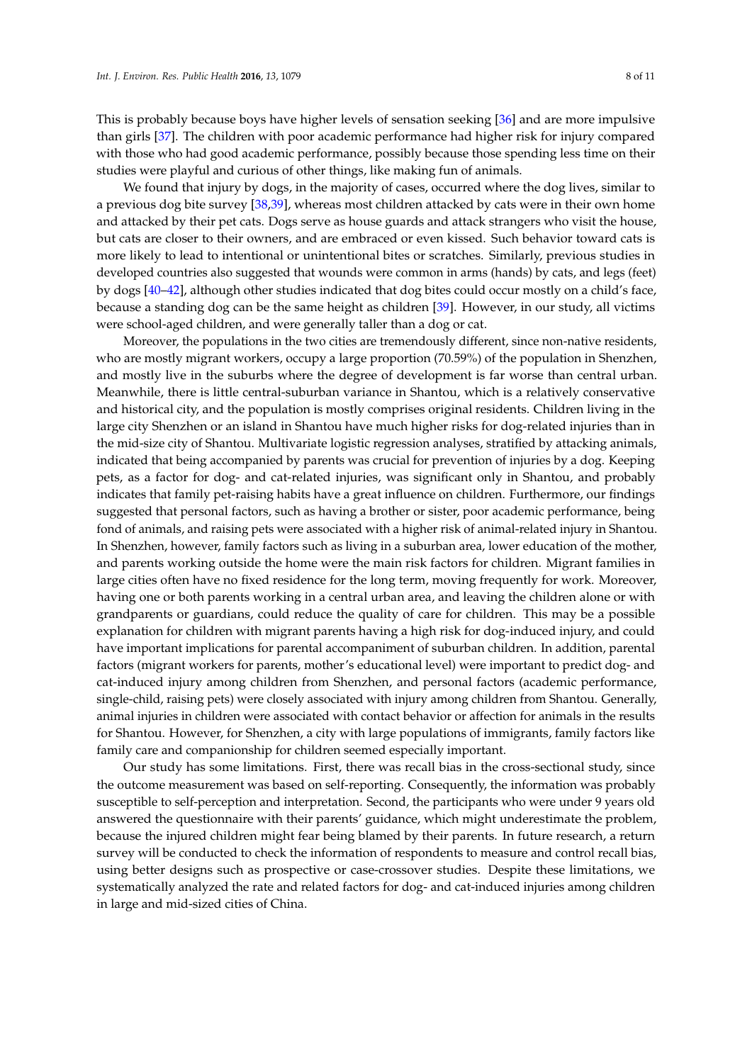This is probably because boys have higher levels of sensation seeking [36] and are more impulsive than girls [37]. The children with poor academic performance had higher risk for injury compared with those who had good academic performance, possibly because those spending less time on their studies were playful and curious of other things, like making fun of animals.

We found that injury by dogs, in the majority of cases, occurred where the dog lives, similar to a previous dog bite survey [38,39], whereas most children attacked by cats were in their own home and attacked by their pet cats. Dogs serve as house guards and attack strangers who visit the house, but cats are closer to their owners, and are embraced or even kissed. Such behavior toward cats is more likely to lead to intentional or unintentional bites or scratches. Similarly, previous studies in developed countries also suggested that wounds were common in arms (hands) by cats, and legs (feet) by dogs [40–42], although other studies indicated that dog bites could occur mostly on a child's face, because a standing dog can be the same height as children [39]. However, in our study, all victims were school-aged children, and were generally taller than a dog or cat.

Moreover, the populations in the two cities are tremendously different, since non-native residents, who are mostly migrant workers, occupy a large proportion (70.59%) of the population in Shenzhen, and mostly live in the suburbs where the degree of development is far worse than central urban. Meanwhile, there is little central-suburban variance in Shantou, which is a relatively conservative and historical city, and the population is mostly comprises original residents. Children living in the large city Shenzhen or an island in Shantou have much higher risks for dog-related injuries than in the mid-size city of Shantou. Multivariate logistic regression analyses, stratified by attacking animals, indicated that being accompanied by parents was crucial for prevention of injuries by a dog. Keeping pets, as a factor for dog- and cat-related injuries, was significant only in Shantou, and probably indicates that family pet-raising habits have a great influence on children. Furthermore, our findings suggested that personal factors, such as having a brother or sister, poor academic performance, being fond of animals, and raising pets were associated with a higher risk of animal-related injury in Shantou. In Shenzhen, however, family factors such as living in a suburban area, lower education of the mother, and parents working outside the home were the main risk factors for children. Migrant families in large cities often have no fixed residence for the long term, moving frequently for work. Moreover, having one or both parents working in a central urban area, and leaving the children alone or with grandparents or guardians, could reduce the quality of care for children. This may be a possible explanation for children with migrant parents having a high risk for dog-induced injury, and could have important implications for parental accompaniment of suburban children. In addition, parental factors (migrant workers for parents, mother's educational level) were important to predict dog- and cat-induced injury among children from Shenzhen, and personal factors (academic performance, single-child, raising pets) were closely associated with injury among children from Shantou. Generally, animal injuries in children were associated with contact behavior or affection for animals in the results for Shantou. However, for Shenzhen, a city with large populations of immigrants, family factors like family care and companionship for children seemed especially important.

Our study has some limitations. First, there was recall bias in the cross-sectional study, since the outcome measurement was based on self-reporting. Consequently, the information was probably susceptible to self-perception and interpretation. Second, the participants who were under 9 years old answered the questionnaire with their parents' guidance, which might underestimate the problem, because the injured children might fear being blamed by their parents. In future research, a return survey will be conducted to check the information of respondents to measure and control recall bias, using better designs such as prospective or case-crossover studies. Despite these limitations, we systematically analyzed the rate and related factors for dog- and cat-induced injuries among children in large and mid-sized cities of China.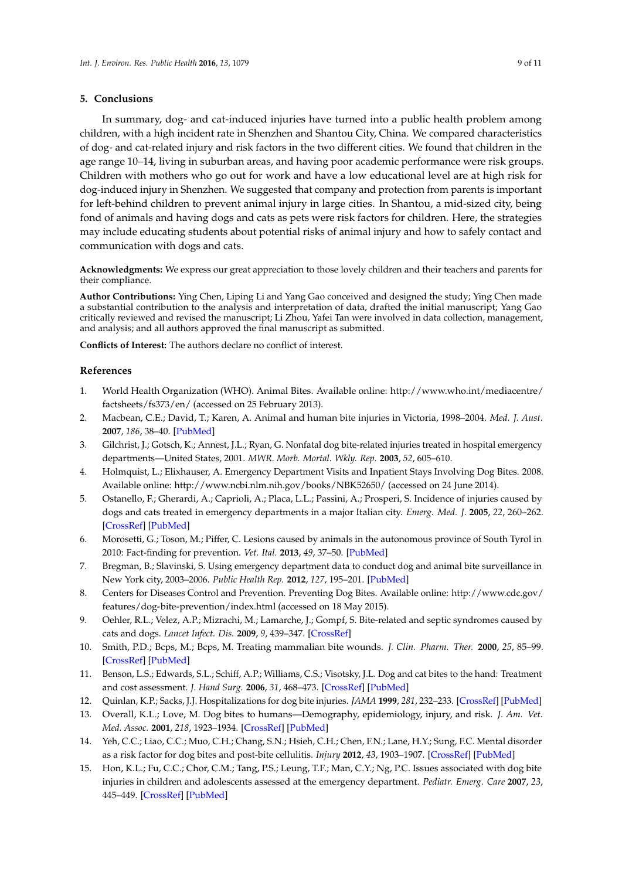## 5. Conclusions

In summary, dog- and cat-induced injuries have turned into a public health problem among children, with a high incident rate in Shenzhen and Shantou City, China. We compared characteristics of dog- and cat-related injury and risk factors in the two different cities. We found that children in the age range 10–14, living in suburban areas, and having poor academic performance were risk groups. Children with mothers who go out for work and have a low educational level are at high risk for dog-induced injury in Shenzhen. We suggested that company and protection from parents is important for left-behind children to prevent animal injury in large cities. In Shantou, a mid-sized city, being fond of animals and having dogs and cats as pets were risk factors for children. Here, the strategies may include educating students about potential risks of animal injury and how to safely contact and communication with dogs and cats.

**Acknowledgments:** We express our great appreciation to those lovely children and their teachers and parents for their compliance.

**Author Contributions:** Ying Chen, Liping Li and Yang Gao conceived and designed the study; Ying Chen made a substantial contribution to the analysis and interpretation of data, drafted the initial manuscript; Yang Gao critically reviewed and revised the manuscript; Li Zhou, Yafei Tan were involved in data collection, management, and analysis; and all authors approved the final manuscript as submitted.

**Conflicts of Interest:** The authors declare no conflict of interest.

## References

1. World Health Organization (WHO). Animal Bites. Available online: http://www.who.int/mediacentre/factsheets/fs373/en/ (accessed on 25 February 2013).
2. Macbean, C.E.; David, T.; Karen, A. Animal and human bite injuries in Victoria, 1998–2004. *Med. J. Aust.* **2007**, *186*, 38–40. [PubMed]
3. Gilchrist, J.; Gotsch, K.; Annest, J.L.; Ryan, G. Nonfatal dog bite-related injuries treated in hospital emergency departments—United States, 2001. *MWR. Morb. Mortal. Wkly. Rep.* **2003**, *52*, 605–610.
4. Holmquist, L.; Elixhauser, A. Emergency Department Visits and Inpatient Stays Involving Dog Bites. 2008. Available online: http://www.ncbi.nlm.nih.gov/books/NBK52650/ (accessed on 24 June 2014).
5. Ostanello, F.; Gherardi, A.; Caprioli, A.; Placa, L.L.; Passini, A.; Prosperi, S. Incidence of injuries caused by dogs and cats treated in emergency departments in a major Italian city. *Emerg. Med. J.* **2005**, *22*, 260–262. [CrossRef] [PubMed]
6. Morosetti, G.; Toson, M.; Piffer, C. Lesions caused by animals in the autonomous province of South Tyrol in 2010: Fact-finding for prevention. *Vet. Ital.* **2013**, *49*, 37–50. [PubMed]
7. Bregman, B.; Slavinski, S. Using emergency department data to conduct dog and animal bite surveillance in New York city, 2003–2006. *Public Health Rep.* **2012**, *127*, 195–201. [PubMed]
8. Centers for Diseases Control and Prevention. Preventing Dog Bites. Available online: http://www.cdc.gov/features/dog-bite-prevention/index.html (accessed on 18 May 2015).
9. Oehler, R.L.; Velez, A.P.; Mizrachi, M.; Lamarche, J.; Gompf, S. Bite-related and septic syndromes caused by cats and dogs. *Lancet Infect. Dis.* **2009**, *9*, 439–347. [CrossRef]
10. Smith, P.D.; Bcps, M.; Bcps, M. Treating mammalian bite wounds. *J. Clin. Pharm. Ther.* **2000**, *25*, 85–99. [CrossRef] [PubMed]
11. Benson, L.S.; Edwards, S.L.; Schiff, A.P.; Williams, C.S.; Visotsky, J.L. Dog and cat bites to the hand: Treatment and cost assessment. *J. Hand Surg.* **2006**, *31*, 468–473. [CrossRef] [PubMed]
12. Quinlan, K.P.; Sacks, J.J. Hospitalizations for dog bite injuries. *JAMA* **1999**, *281*, 232–233. [CrossRef] [PubMed]
13. Overall, K.L.; Love, M. Dog bites to humans—Demography, epidemiology, injury, and risk. *J. Am. Vet. Med. Assoc.* **2001**, *218*, 1923–1934. [CrossRef] [PubMed]
14. Yeh, C.C.; Liao, C.C.; Muo, C.H.; Chang, S.N.; Hsieh, C.H.; Chen, F.N.; Lane, H.Y.; Sung, F.C. Mental disorder as a risk factor for dog bites and post-bite cellulitis. *Injury* **2012**, *43*, 1903–1907. [CrossRef] [PubMed]
15. Hon, K.L.; Fu, C.C.; Chor, C.M.; Tang, P.S.; Leung, T.F.; Man, C.Y.; Ng, P.C. Issues associated with dog bite injuries in children and adolescents assessed at the emergency department. *Pediatr. Emerg. Care* **2007**, *23*, 445–449. [CrossRef] [PubMed]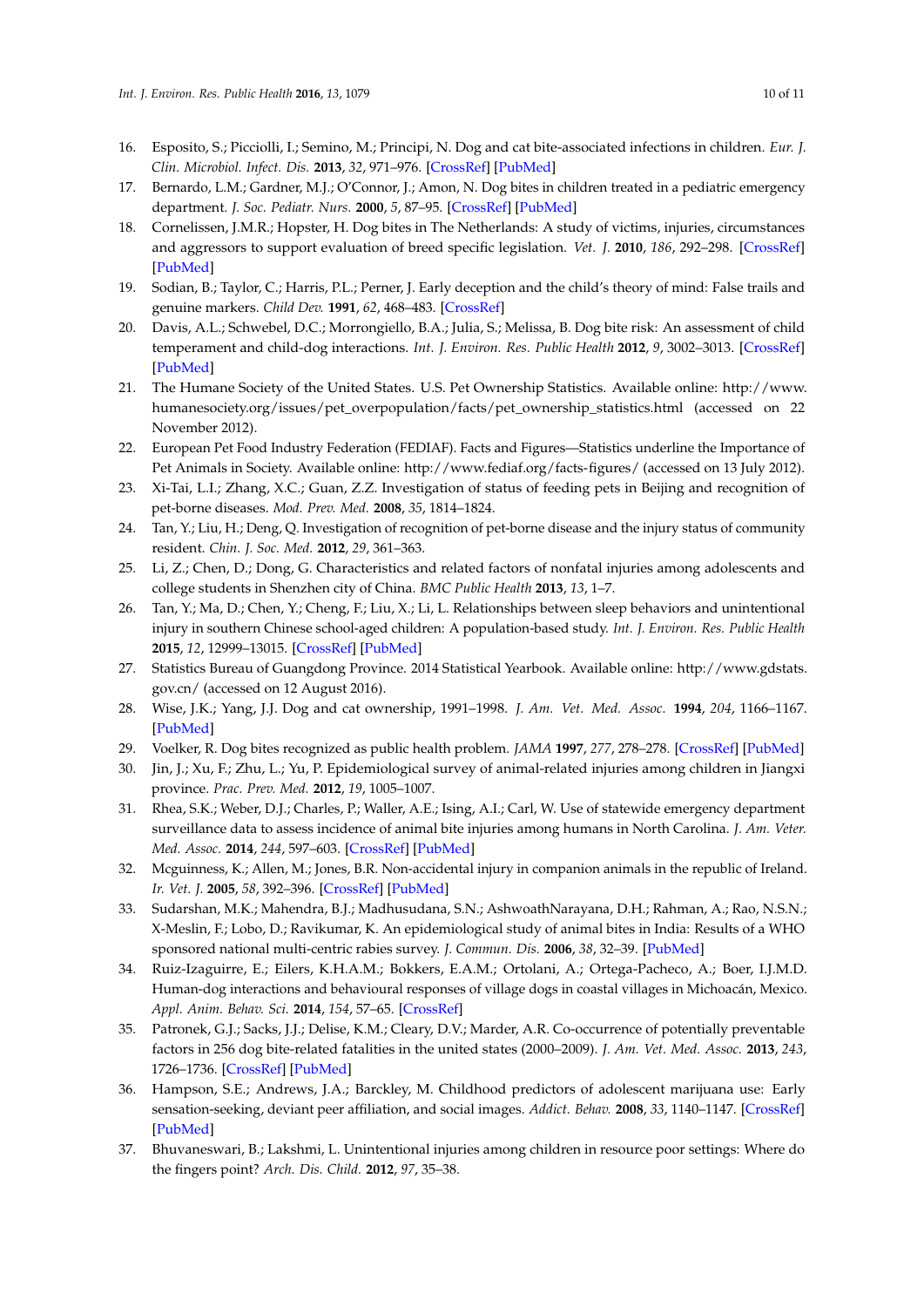16. Esposito, S.; Picciolli, I.; Semino, M.; Principi, N. Dog and cat bite-associated infections in children. *Eur. J. Clin. Microbiol. Infect. Dis.* **2013**, *32*, 971–976. [CrossRef] [PubMed]
17. Bernardo, L.M.; Gardner, M.J.; O'Connor, J.; Amon, N. Dog bites in children treated in a pediatric emergency department. *J. Soc. Pediatr. Nurs.* **2000**, *5*, 87–95. [CrossRef] [PubMed]
18. Cornelissen, J.M.R.; Hopster, H. Dog bites in The Netherlands: A study of victims, injuries, circumstances and aggressors to support evaluation of breed specific legislation. *Vet. J.* **2010**, *186*, 292–298. [CrossRef] [PubMed]
19. Sodian, B.; Taylor, C.; Harris, P.L.; Perner, J. Early deception and the child's theory of mind: False trails and genuine markers. *Child Dev.* **1991**, *62*, 468–483. [CrossRef]
20. Davis, A.L.; Schwebel, D.C.; Morrongiello, B.A.; Julia, S.; Melissa, B. Dog bite risk: An assessment of child temperament and child-dog interactions. *Int. J. Environ. Res. Public Health* **2012**, *9*, 3002–3013. [CrossRef] [PubMed]
21. The Humane Society of the United States. U.S. Pet Ownership Statistics. Available online: http://www.humanesociety.org/issues/pet_overpopulation/facts/pet_ownership_statistics.html (accessed on 22 November 2012).
22. European Pet Food Industry Federation (FEDIAF). Facts and Figures—Statistics underline the Importance of Pet Animals in Society. Available online: http://www.fediaf.org/facts-figures/ (accessed on 13 July 2012).
23. Xi-Tai, L.I.; Zhang, X.C.; Guan, Z.Z. Investigation of status of feeding pets in Beijing and recognition of pet-borne diseases. *Mod. Prev. Med.* **2008**, *35*, 1814–1824.
24. Tan, Y.; Liu, H.; Deng, Q. Investigation of recognition of pet-borne disease and the injury status of community resident. *Chin. J. Soc. Med.* **2012**, *29*, 361–363.
25. Li, Z.; Chen, D.; Dong, G. Characteristics and related factors of nonfatal injuries among adolescents and college students in Shenzhen city of China. *BMC Public Health* **2013**, *13*, 1–7.
26. Tan, Y.; Ma, D.; Chen, Y.; Cheng, F.; Liu, X.; Li, L. Relationships between sleep behaviors and unintentional injury in southern Chinese school-aged children: A population-based study. *Int. J. Environ. Res. Public Health* **2015**, *12*, 12999–13015. [CrossRef] [PubMed]
27. Statistics Bureau of Guangdong Province. 2014 Statistical Yearbook. Available online: http://www.gdstats.gov.cn/ (accessed on 12 August 2016).
28. Wise, J.K.; Yang, J.J. Dog and cat ownership, 1991–1998. *J. Am. Vet. Med. Assoc.* **1994**, *204*, 1166–1167. [PubMed]
29. Voelker, R. Dog bites recognized as public health problem. *JAMA* **1997**, *277*, 278–278. [CrossRef] [PubMed]
30. Jin, J.; Xu, F.; Zhu, L.; Yu, P. Epidemiological survey of animal-related injuries among children in Jiangxi province. *Prac. Prev. Med.* **2012**, *19*, 1005–1007.
31. Rhea, S.K.; Weber, D.J.; Charles, P.; Waller, A.E.; Ising, A.I.; Carl, W. Use of statewide emergency department surveillance data to assess incidence of animal bite injuries among humans in North Carolina. *J. Am. Veter. Med. Assoc.* **2014**, *244*, 597–603. [CrossRef] [PubMed]
32. Mcguinness, K.; Allen, M.; Jones, B.R. Non-accidental injury in companion animals in the republic of Ireland. *Ir. Vet. J.* **2005**, *58*, 392–396. [CrossRef] [PubMed]
33. Sudarshan, M.K.; Mahendra, B.J.; Madhusudana, S.N.; AshwoathNarayana, D.H.; Rahman, A.; Rao, N.S.N.; X-Meslin, F.; Lobo, D.; Ravikumar, K. An epidemiological study of animal bites in India: Results of a WHO sponsored national multi-centric rabies survey. *J. Commun. Dis.* **2006**, *38*, 32–39. [PubMed]
34. Ruiz-Izaguirre, E.; Eilers, K.H.A.M.; Bokkers, E.A.M.; Ortolani, A.; Ortega-Pacheco, A.; Boer, I.J.M.D. Human-dog interactions and behavioural responses of village dogs in coastal villages in Michoacán, Mexico. *Appl. Anim. Behav. Sci.* **2014**, *154*, 57–65. [CrossRef]
35. Patronek, G.J.; Sacks, J.J.; Delise, K.M.; Cleary, D.V.; Marder, A.R. Co-occurrence of potentially preventable factors in 256 dog bite-related fatalities in the united states (2000–2009). *J. Am. Vet. Med. Assoc.* **2013**, *243*, 1726–1736. [CrossRef] [PubMed]
36. Hampson, S.E.; Andrews, J.A.; Barckley, M. Childhood predictors of adolescent marijuana use: Early sensation-seeking, deviant peer affiliation, and social images. *Addict. Behav.* **2008**, *33*, 1140–1147. [CrossRef] [PubMed]
37. Bhuvaneswari, B.; Lakshmi, L. Unintentional injuries among children in resource poor settings: Where do the fingers point? *Arch. Dis. Child.* **2012**, *97*, 35–38.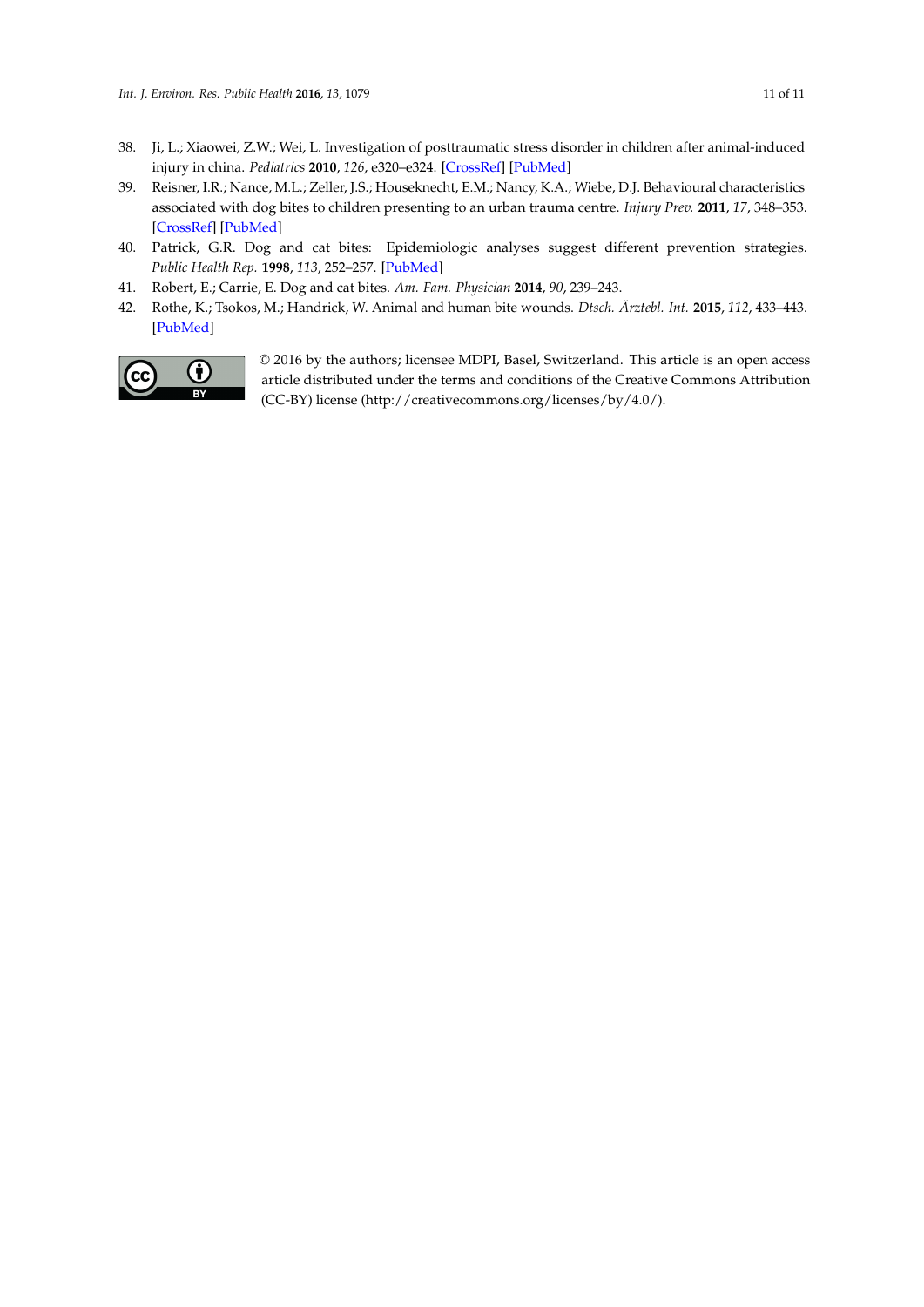38. Ji, L.; Xiaowei, Z.W.; Wei, L. Investigation of posttraumatic stress disorder in children after animal-induced injury in china. *Pediatrics* **2010**, *126*, e320–e324. [CrossRef] [PubMed]
39. Reisner, I.R.; Nance, M.L.; Zeller, J.S.; Houseknecht, E.M.; Nancy, K.A.; Wiebe, D.J. Behavioural characteristics associated with dog bites to children presenting to an urban trauma centre. *Injury Prev.* **2011**, *17*, 348–353. [CrossRef] [PubMed]
40. Patrick, G.R. Dog and cat bites: Epidemiologic analyses suggest different prevention strategies. *Public Health Rep.* **1998**, *113*, 252–257. [PubMed]
41. Robert, E.; Carrie, E. Dog and cat bites. *Am. Fam. Physician* **2014**, *90*, 239–243.
42. Rothe, K.; Tsokos, M.; Handrick, W. Animal and human bite wounds. *Dtsch. Ärztebl. Int.* **2015**, *112*, 433–443. [PubMed]

© 2016 by the authors; licensee MDPI, Basel, Switzerland. This article is an open access article distributed under the terms and conditions of the Creative Commons Attribution (CC-BY) license (http://creativecommons.org/licenses/by/4.0/).